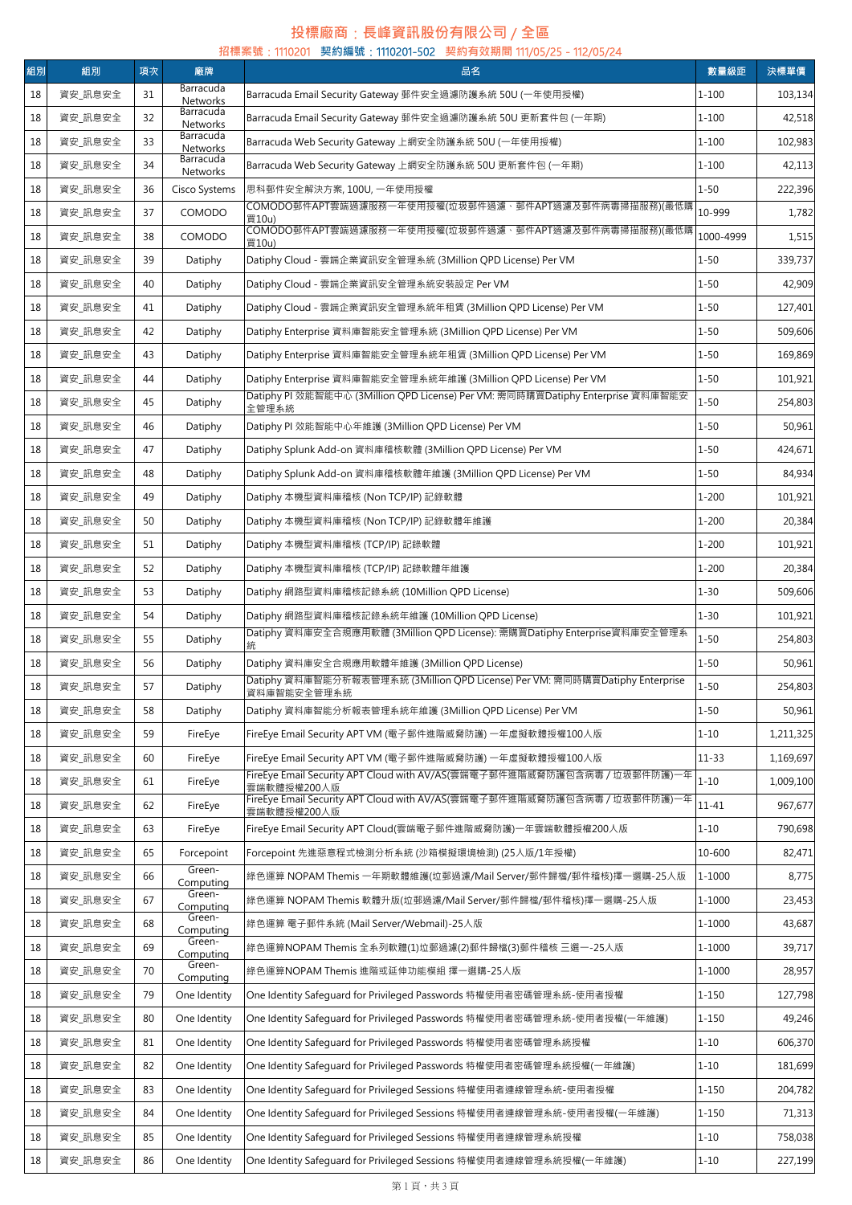# 投標廠商：長峰資訊股份有限公司 / 全區

## 招標案號：1110201　契約編號：1110201-502　契約有效期間 111/05/25 - 112/05/24

| 組別 | 組別 | 項次 | 廠牌 | 品名 | 數量級距 | 決標單價 |
|---|---|---|---|---|---|---|
| 18 | 資安_訊息安全 | 31 | Barracuda Networks | Barracuda Email Security Gateway 郵件安全過濾防護系統 50U (一年使用授權) | 1-100 | 103,134 |
| 18 | 資安_訊息安全 | 32 | Barracuda Networks | Barracuda Email Security Gateway 郵件安全過濾防護系統 50U 更新套件包 (一年期) | 1-100 | 42,518 |
| 18 | 資安_訊息安全 | 33 | Barracuda Networks | Barracuda Web Security Gateway 上網安全防護系統 50U (一年使用授權) | 1-100 | 102,983 |
| 18 | 資安_訊息安全 | 34 | Barracuda Networks | Barracuda Web Security Gateway 上網安全防護系統 50U 更新套件包 (一年期) | 1-100 | 42,113 |
| 18 | 資安_訊息安全 | 36 | Cisco Systems | 思科郵件安全解決方案, 100U, 一年使用授權 | 1-50 | 222,396 |
| 18 | 資安_訊息安全 | 37 | COMODO | COMODO郵件APT雲端過濾服務一年使用授權(垃圾郵件過濾、郵件APT過濾及郵件病毒掃描服務)(最低購買10u) | 10-999 | 1,782 |
| 18 | 資安_訊息安全 | 38 | COMODO | COMODO郵件APT雲端過濾服務一年使用授權(垃圾郵件過濾、郵件APT過濾及郵件病毒掃描服務)(最低購買10u) | 1000-4999 | 1,515 |
| 18 | 資安_訊息安全 | 39 | Datiphy | Datiphy Cloud - 雲端企業資訊安全管理系統 (3Million QPD License) Per VM | 1-50 | 339,737 |
| 18 | 資安_訊息安全 | 40 | Datiphy | Datiphy Cloud - 雲端企業資訊安全管理系統安裝設定 Per VM | 1-50 | 42,909 |
| 18 | 資安_訊息安全 | 41 | Datiphy | Datiphy Cloud - 雲端企業資訊安全管理系統年租賃 (3Million QPD License) Per VM | 1-50 | 127,401 |
| 18 | 資安_訊息安全 | 42 | Datiphy | Datiphy Enterprise 資料庫智能安全管理系統 (3Million QPD License) Per VM | 1-50 | 509,606 |
| 18 | 資安_訊息安全 | 43 | Datiphy | Datiphy Enterprise 資料庫智能安全管理系統年租賃 (3Million QPD License) Per VM | 1-50 | 169,869 |
| 18 | 資安_訊息安全 | 44 | Datiphy | Datiphy Enterprise 資料庫智能安全管理系統年維護 (3Million QPD License) Per VM | 1-50 | 101,921 |
| 18 | 資安_訊息安全 | 45 | Datiphy | Datiphy PI 效能智能中心 (3Million QPD License) Per VM: 需同時購買Datiphy Enterprise 資料庫智能安全管理系統 | 1-50 | 254,803 |
| 18 | 資安_訊息安全 | 46 | Datiphy | Datiphy PI 效能智能中心年維護 (3Million QPD License) Per VM | 1-50 | 50,961 |
| 18 | 資安_訊息安全 | 47 | Datiphy | Datiphy Splunk Add-on 資料庫稽核軟體 (3Million QPD License) Per VM | 1-50 | 424,671 |
| 18 | 資安_訊息安全 | 48 | Datiphy | Datiphy Splunk Add-on 資料庫稽核軟體年維護 (3Million QPD License) Per VM | 1-50 | 84,934 |
| 18 | 資安_訊息安全 | 49 | Datiphy | Datiphy 本機型資料庫稽核 (Non TCP/IP) 記錄軟體 | 1-200 | 101,921 |
| 18 | 資安_訊息安全 | 50 | Datiphy | Datiphy 本機型資料庫稽核 (Non TCP/IP) 記錄軟體年維護 | 1-200 | 20,384 |
| 18 | 資安_訊息安全 | 51 | Datiphy | Datiphy 本機型資料庫稽核 (TCP/IP) 記錄軟體 | 1-200 | 101,921 |
| 18 | 資安_訊息安全 | 52 | Datiphy | Datiphy 本機型資料庫稽核 (TCP/IP) 記錄軟體年維護 | 1-200 | 20,384 |
| 18 | 資安_訊息安全 | 53 | Datiphy | Datiphy 網路型資料庫稽核記錄系統 (10Million QPD License) | 1-30 | 509,606 |
| 18 | 資安_訊息安全 | 54 | Datiphy | Datiphy 網路型資料庫稽核記錄系統年維護 (10Million QPD License) | 1-30 | 101,921 |
| 18 | 資安_訊息安全 | 55 | Datiphy | Datiphy 資料庫安全合規應用軟體 (3Million QPD License): 需購買Datiphy Enterprise資料庫安全管理系統 | 1-50 | 254,803 |
| 18 | 資安_訊息安全 | 56 | Datiphy | Datiphy 資料庫安全合規應用軟體年維護 (3Million QPD License) | 1-50 | 50,961 |
| 18 | 資安_訊息安全 | 57 | Datiphy | Datiphy 資料庫智能分析報表管理系統 (3Million QPD License) Per VM: 需同時購買Datiphy Enterprise 資料庫智能安全管理系統 | 1-50 | 254,803 |
| 18 | 資安_訊息安全 | 58 | Datiphy | Datiphy 資料庫智能分析報表管理系統年維護 (3Million QPD License) Per VM | 1-50 | 50,961 |
| 18 | 資安_訊息安全 | 59 | FireEye | FireEye Email Security APT VM (電子郵件進階威脅防護) 一年虛擬軟體授權100人版 | 1-10 | 1,211,325 |
| 18 | 資安_訊息安全 | 60 | FireEye | FireEye Email Security APT VM (電子郵件進階威脅防護) 一年虛擬軟體授權100人版 | 11-33 | 1,169,697 |
| 18 | 資安_訊息安全 | 61 | FireEye | FireEye Email Security APT Cloud with AV/AS(雲端電子郵件進階威脅防護包含病毒 / 垃圾郵件防護)一年雲端軟體授權200人版 | 1-10 | 1,009,100 |
| 18 | 資安_訊息安全 | 62 | FireEye | FireEye Email Security APT Cloud with AV/AS(雲端電子郵件進階威脅防護包含病毒 / 垃圾郵件防護)一年雲端軟體授權200人版 | 11-41 | 967,677 |
| 18 | 資安_訊息安全 | 63 | FireEye | FireEye Email Security APT Cloud(雲端電子郵件進階威脅防護)一年雲端軟體授權200人版 | 1-10 | 790,698 |
| 18 | 資安_訊息安全 | 65 | Forcepoint | Forcepoint 先進惡意程式檢測分析系統 (沙箱模擬環境檢測) (25人版/1年授權) | 10-600 | 82,471 |
| 18 | 資安_訊息安全 | 66 | Green-Computing | 綠色運算 NOPAM Themis 一年期軟體維護(垃郵過濾/Mail Server/郵件歸檔/郵件稽核)擇一選購-25人版 | 1-1000 | 8,775 |
| 18 | 資安_訊息安全 | 67 | Green-Computing | 綠色運算 NOPAM Themis 軟體升版(垃郵過濾/Mail Server/郵件歸檔/郵件稽核)擇一選購-25人版 | 1-1000 | 23,453 |
| 18 | 資安_訊息安全 | 68 | Green-Computing | 綠色運算 電子郵件系統 (Mail Server/Webmail)-25人版 | 1-1000 | 43,687 |
| 18 | 資安_訊息安全 | 69 | Green-Computing | 綠色運算NOPAM Themis 全系列軟體(1)垃郵過濾(2)郵件歸檔(3)郵件稽核 三選一-25人版 | 1-1000 | 39,717 |
| 18 | 資安_訊息安全 | 70 | Green-Computing | 綠色運算NOPAM Themis 進階或延伸功能模組 擇一選購-25人版 | 1-1000 | 28,957 |
| 18 | 資安_訊息安全 | 79 | One Identity | One Identity Safeguard for Privileged Passwords 特權使用者密碼管理系統-使用者授權 | 1-150 | 127,798 |
| 18 | 資安_訊息安全 | 80 | One Identity | One Identity Safeguard for Privileged Passwords 特權使用者密碼管理系統-使用者授權(一年維護) | 1-150 | 49,246 |
| 18 | 資安_訊息安全 | 81 | One Identity | One Identity Safeguard for Privileged Passwords 特權使用者密碼管理系統授權 | 1-10 | 606,370 |
| 18 | 資安_訊息安全 | 82 | One Identity | One Identity Safeguard for Privileged Passwords 特權使用者密碼管理系統授權(一年維護) | 1-10 | 181,699 |
| 18 | 資安_訊息安全 | 83 | One Identity | One Identity Safeguard for Privileged Sessions 特權使用者連線管理系統-使用者授權 | 1-150 | 204,782 |
| 18 | 資安_訊息安全 | 84 | One Identity | One Identity Safeguard for Privileged Sessions 特權使用者連線管理系統-使用者授權(一年維護) | 1-150 | 71,313 |
| 18 | 資安_訊息安全 | 85 | One Identity | One Identity Safeguard for Privileged Sessions 特權使用者連線管理系統授權 | 1-10 | 758,038 |
| 18 | 資安_訊息安全 | 86 | One Identity | One Identity Safeguard for Privileged Sessions 特權使用者連線管理系統授權(一年維護) | 1-10 | 227,199 |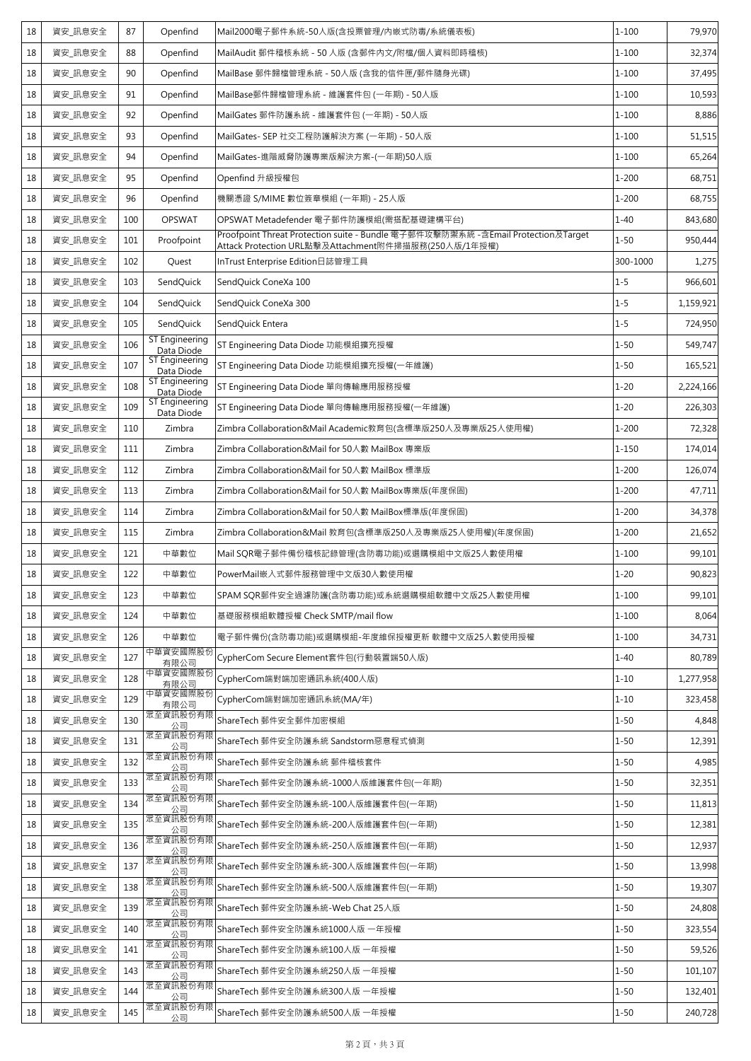| 18 | 資安_訊息安全 | 87 | Openfind | Mail2000電子郵件系統-50人版(含投票管理/內嵌式防毒/系統儀表板) | 1-100 | 79,970 |
|---|---|---|---|---|---|---|
| 18 | 資安_訊息安全 | 88 | Openfind | MailAudit 郵件稽核系統 - 50 人版 (含郵件內文/附檔/個人資料即時稽核) | 1-100 | 32,374 |
| 18 | 資安_訊息安全 | 90 | Openfind | MailBase 郵件歸檔管理系統 - 50人版 (含我的信件匣/郵件隨身光碟) | 1-100 | 37,495 |
| 18 | 資安_訊息安全 | 91 | Openfind | MailBase郵件歸檔管理系統 - 維護套件包 (一年期) - 50人版 | 1-100 | 10,593 |
| 18 | 資安_訊息安全 | 92 | Openfind | MailGates 郵件防護系統 - 維護套件包 (一年期) - 50人版 | 1-100 | 8,886 |
| 18 | 資安_訊息安全 | 93 | Openfind | MailGates- SEP 社交工程防護解決方案 (一年期) - 50人版 | 1-100 | 51,515 |
| 18 | 資安_訊息安全 | 94 | Openfind | MailGates-進階威脅防護專業版解決方案-(一年期)50人版 | 1-100 | 65,264 |
| 18 | 資安_訊息安全 | 95 | Openfind | Openfind 升級授權包 | 1-200 | 68,751 |
| 18 | 資安_訊息安全 | 96 | Openfind | 機關憑證 S/MIME 數位簽章模組 (一年期) - 25人版 | 1-200 | 68,755 |
| 18 | 資安_訊息安全 | 100 | OPSWAT | OPSWAT Metadefender 電子郵件防護模組(需搭配基礎建構平台) | 1-40 | 843,680 |
| 18 | 資安_訊息安全 | 101 | Proofpoint | Proofpoint Threat Protection suite - Bundle 電子郵件攻擊防禦系統 -含Email Protection及Target Attack Protection URL點擊及Attachment附件掃描服務(250人版/1年授權) | 1-50 | 950,444 |
| 18 | 資安_訊息安全 | 102 | Quest | InTrust Enterprise Edition日誌管理工具 | 300-1000 | 1,275 |
| 18 | 資安_訊息安全 | 103 | SendQuick | SendQuick ConeXa 100 | 1-5 | 966,601 |
| 18 | 資安_訊息安全 | 104 | SendQuick | SendQuick ConeXa 300 | 1-5 | 1,159,921 |
| 18 | 資安_訊息安全 | 105 | SendQuick | SendQuick Entera | 1-5 | 724,950 |
| 18 | 資安_訊息安全 | 106 | ST Engineering Data Diode | ST Engineering Data Diode 功能模組擴充授權 | 1-50 | 549,747 |
| 18 | 資安_訊息安全 | 107 | ST Engineering Data Diode | ST Engineering Data Diode 功能模組擴充授權(一年維護) | 1-50 | 165,521 |
| 18 | 資安_訊息安全 | 108 | ST Engineering Data Diode | ST Engineering Data Diode 單向傳輸應用服務授權 | 1-20 | 2,224,166 |
| 18 | 資安_訊息安全 | 109 | ST Engineering Data Diode | ST Engineering Data Diode 單向傳輸應用服務授權(一年維護) | 1-20 | 226,303 |
| 18 | 資安_訊息安全 | 110 | Zimbra | Zimbra Collaboration&Mail Academic教育包(含標準版250人及專業版25人使用權) | 1-200 | 72,328 |
| 18 | 資安_訊息安全 | 111 | Zimbra | Zimbra Collaboration&Mail for 50人數 MailBox 專業版 | 1-150 | 174,014 |
| 18 | 資安_訊息安全 | 112 | Zimbra | Zimbra Collaboration&Mail for 50人數 MailBox 標準版 | 1-200 | 126,074 |
| 18 | 資安_訊息安全 | 113 | Zimbra | Zimbra Collaboration&Mail for 50人數 MailBox專業版(年度保固) | 1-200 | 47,711 |
| 18 | 資安_訊息安全 | 114 | Zimbra | Zimbra Collaboration&Mail for 50人數 MailBox標準版(年度保固) | 1-200 | 34,378 |
| 18 | 資安_訊息安全 | 115 | Zimbra | Zimbra Collaboration&Mail 教育包(含標準版250人及專業版25人使用權)(年度保固) | 1-200 | 21,652 |
| 18 | 資安_訊息安全 | 121 | 中華數位 | Mail SQR電子郵件備份稽核記錄管理(含防毒功能)或選購模組中文版25人數使用權 | 1-100 | 99,101 |
| 18 | 資安_訊息安全 | 122 | 中華數位 | PowerMail嵌入式郵件服務管理中文版30人數使用權 | 1-20 | 90,823 |
| 18 | 資安_訊息安全 | 123 | 中華數位 | SPAM SQR郵件安全過濾防護(含防毒功能)或系統選購模組軟體中文版25人數使用權 | 1-100 | 99,101 |
| 18 | 資安_訊息安全 | 124 | 中華數位 | 基礎服務模組軟體授權 Check SMTP/mail flow | 1-100 | 8,064 |
| 18 | 資安_訊息安全 | 126 | 中華數位 | 電子郵件備份(含防毒功能)或選購模組-年度維保授權更新 軟體中文版25人數使用授權 | 1-100 | 34,731 |
| 18 | 資安_訊息安全 | 127 | 中華資安國際股份有限公司 | CypherCom Secure Element套件包(行動裝置端50人版) | 1-40 | 80,789 |
| 18 | 資安_訊息安全 | 128 | 中華資安國際股份有限公司 | CypherCom端對端加密通訊系統(400人版) | 1-10 | 1,277,958 |
| 18 | 資安_訊息安全 | 129 | 中華資安國際股份有限公司 | CypherCom端對端加密通訊系統(MA/年) | 1-10 | 323,458 |
| 18 | 資安_訊息安全 | 130 | 眾至資訊股份有限公司 | ShareTech 郵件安全郵件加密模組 | 1-50 | 4,848 |
| 18 | 資安_訊息安全 | 131 | 眾至資訊股份有限公司 | ShareTech 郵件安全防護系統 Sandstorm惡意程式偵測 | 1-50 | 12,391 |
| 18 | 資安_訊息安全 | 132 | 眾至資訊股份有限公司 | ShareTech 郵件安全防護系統 郵件稽核套件 | 1-50 | 4,985 |
| 18 | 資安_訊息安全 | 133 | 眾至資訊股份有限公司 | ShareTech 郵件安全防護系統-1000人版維護套件包(一年期) | 1-50 | 32,351 |
| 18 | 資安_訊息安全 | 134 | 眾至資訊股份有限公司 | ShareTech 郵件安全防護系統-100人版維護套件包(一年期) | 1-50 | 11,813 |
| 18 | 資安_訊息安全 | 135 | 眾至資訊股份有限公司 | ShareTech 郵件安全防護系統-200人版維護套件包(一年期) | 1-50 | 12,381 |
| 18 | 資安_訊息安全 | 136 | 眾至資訊股份有限公司 | ShareTech 郵件安全防護系統-250人版維護套件包(一年期) | 1-50 | 12,937 |
| 18 | 資安_訊息安全 | 137 | 眾至資訊股份有限公司 | ShareTech 郵件安全防護系統-300人版維護套件包(一年期) | 1-50 | 13,998 |
| 18 | 資安_訊息安全 | 138 | 眾至資訊股份有限公司 | ShareTech 郵件安全防護系統-500人版維護套件包(一年期) | 1-50 | 19,307 |
| 18 | 資安_訊息安全 | 139 | 眾至資訊股份有限公司 | ShareTech 郵件安全防護系統-Web Chat 25人版 | 1-50 | 24,808 |
| 18 | 資安_訊息安全 | 140 | 眾至資訊股份有限公司 | ShareTech 郵件安全防護系統1000人版 一年授權 | 1-50 | 323,554 |
| 18 | 資安_訊息安全 | 141 | 眾至資訊股份有限公司 | ShareTech 郵件安全防護系統100人版 一年授權 | 1-50 | 59,526 |
| 18 | 資安_訊息安全 | 143 | 眾至資訊股份有限公司 | ShareTech 郵件安全防護系統250人版 一年授權 | 1-50 | 101,107 |
| 18 | 資安_訊息安全 | 144 | 眾至資訊股份有限公司 | ShareTech 郵件安全防護系統300人版 一年授權 | 1-50 | 132,401 |
| 18 | 資安_訊息安全 | 145 | 眾至資訊股份有限公司 | ShareTech 郵件安全防護系統500人版 一年授權 | 1-50 | 240,728 |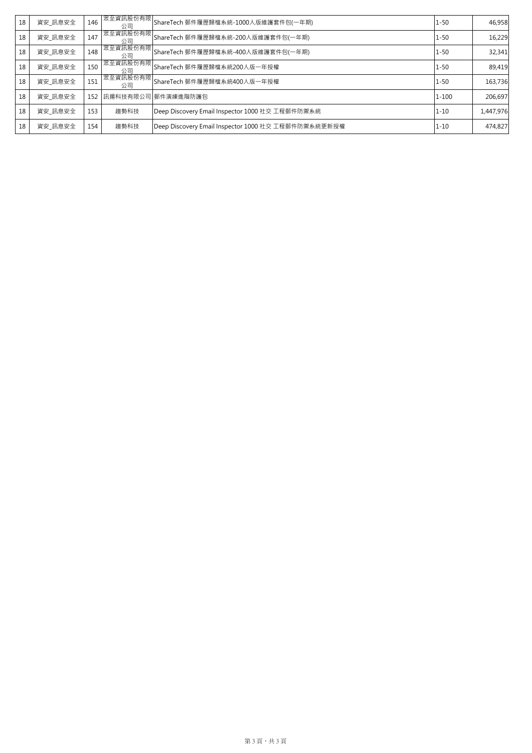| | | | | | | |
|---|---|---|---|---|---|---|
| 18 | 資安_訊息安全 | 146 | 眾至資訊股份有限公司 | ShareTech 郵件履歷歸檔系統-1000人版維護套件包(一年期) | 1-50 | 46,958 |
| 18 | 資安_訊息安全 | 147 | 眾至資訊股份有限公司 | ShareTech 郵件履歷歸檔系統-200人版維護套件包(一年期) | 1-50 | 16,229 |
| 18 | 資安_訊息安全 | 148 | 眾至資訊股份有限公司 | ShareTech 郵件履歷歸檔系統-400人版維護套件包(一年期) | 1-50 | 32,341 |
| 18 | 資安_訊息安全 | 150 | 眾至資訊股份有限公司 | ShareTech 郵件履歷歸檔系統200人版一年授權 | 1-50 | 89,419 |
| 18 | 資安_訊息安全 | 151 | 眾至資訊股份有限公司 | ShareTech 郵件履歷歸檔系統400人版一年授權 | 1-50 | 163,736 |
| 18 | 資安_訊息安全 | 152 | 訊揚科技有限公司 | 郵件演練進階防護包 | 1-100 | 206,697 |
| 18 | 資安_訊息安全 | 153 | 趨勢科技 | Deep Discovery Email Inspector 1000 社交 工程郵件防禦系統 | 1-10 | 1,447,976 |
| 18 | 資安_訊息安全 | 154 | 趨勢科技 | Deep Discovery Email Inspector 1000 社交 工程郵件防禦系統更新授權 | 1-10 | 474,827 |